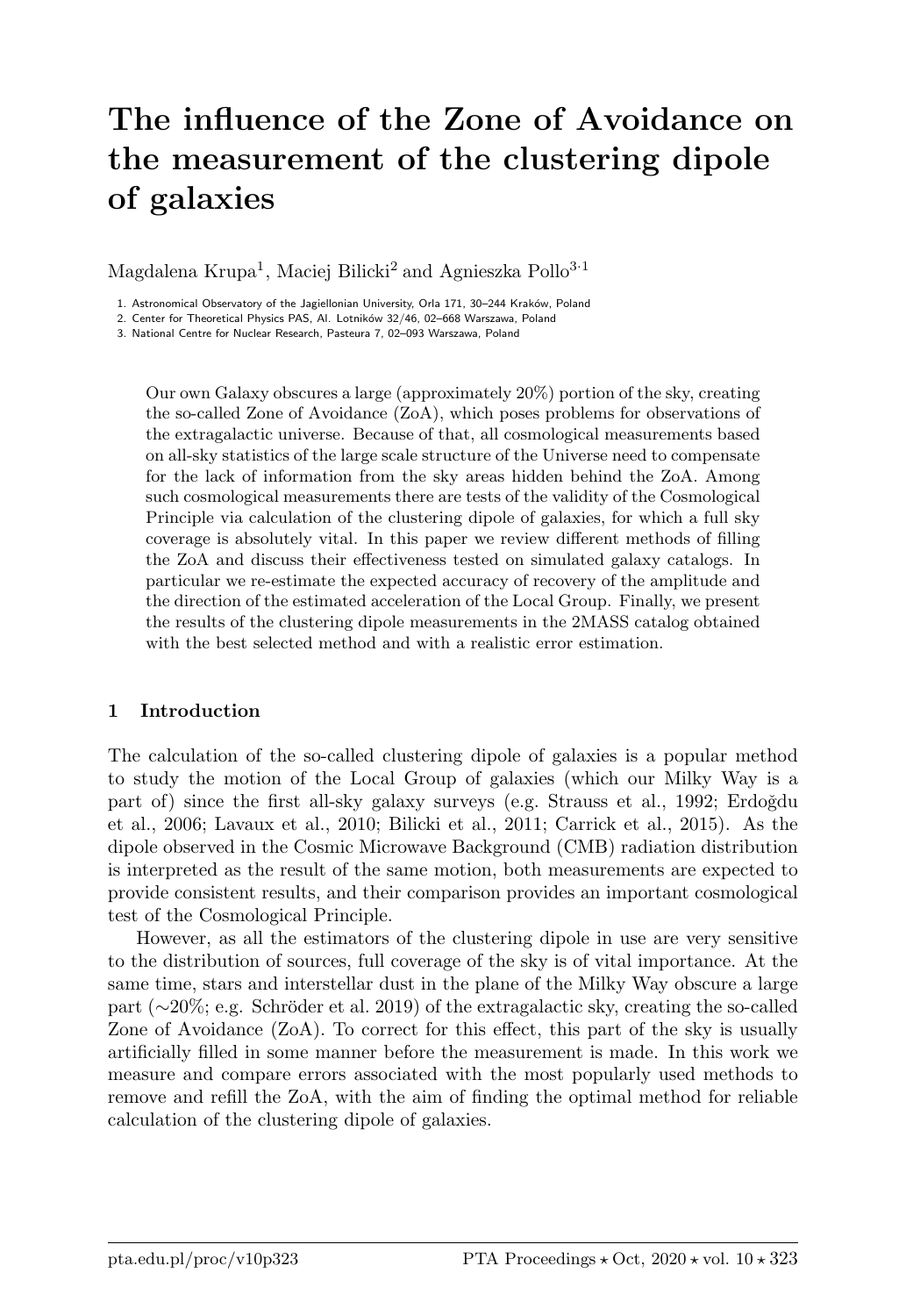# The influence of the Zone of Avoidance on the measurement of the clustering dipole of galaxies

Magdalena Krupa[1], Maciej Bilicki[2] and Agnieszka Pollo[3,1]

1. Astronomical Observatory of the Jagiellonian University, Orla 171, 30–244 Kraków, Poland
2. Center for Theoretical Physics PAS, Al. Lotników 32/46, 02–668 Warszawa, Poland
3. National Centre for Nuclear Research, Pasteura 7, 02–093 Warszawa, Poland

Our own Galaxy obscures a large (approximately 20%) portion of the sky, creating the so-called Zone of Avoidance (ZoA), which poses problems for observations of the extragalactic universe. Because of that, all cosmological measurements based on all-sky statistics of the large scale structure of the Universe need to compensate for the lack of information from the sky areas hidden behind the ZoA. Among such cosmological measurements there are tests of the validity of the Cosmological Principle via calculation of the clustering dipole of galaxies, for which a full sky coverage is absolutely vital. In this paper we review different methods of filling the ZoA and discuss their effectiveness tested on simulated galaxy catalogs. In particular we re-estimate the expected accuracy of recovery of the amplitude and the direction of the estimated acceleration of the Local Group. Finally, we present the results of the clustering dipole measurements in the 2MASS catalog obtained with the best selected method and with a realistic error estimation.

## 1 Introduction

The calculation of the so-called clustering dipole of galaxies is a popular method to study the motion of the Local Group of galaxies (which our Milky Way is a part of) since the first all-sky galaxy surveys (e.g. Strauss et al., 1992; Erdoğdu et al., 2006; Lavaux et al., 2010; Bilicki et al., 2011; Carrick et al., 2015). As the dipole observed in the Cosmic Microwave Background (CMB) radiation distribution is interpreted as the result of the same motion, both measurements are expected to provide consistent results, and their comparison provides an important cosmological test of the Cosmological Principle.

However, as all the estimators of the clustering dipole in use are very sensitive to the distribution of sources, full coverage of the sky is of vital importance. At the same time, stars and interstellar dust in the plane of the Milky Way obscure a large part ($\sim$20%; e.g. Schröder et al. 2019) of the extragalactic sky, creating the so-called Zone of Avoidance (ZoA). To correct for this effect, this part of the sky is usually artificially filled in some manner before the measurement is made. In this work we measure and compare errors associated with the most popularly used methods to remove and refill the ZoA, with the aim of finding the optimal method for reliable calculation of the clustering dipole of galaxies.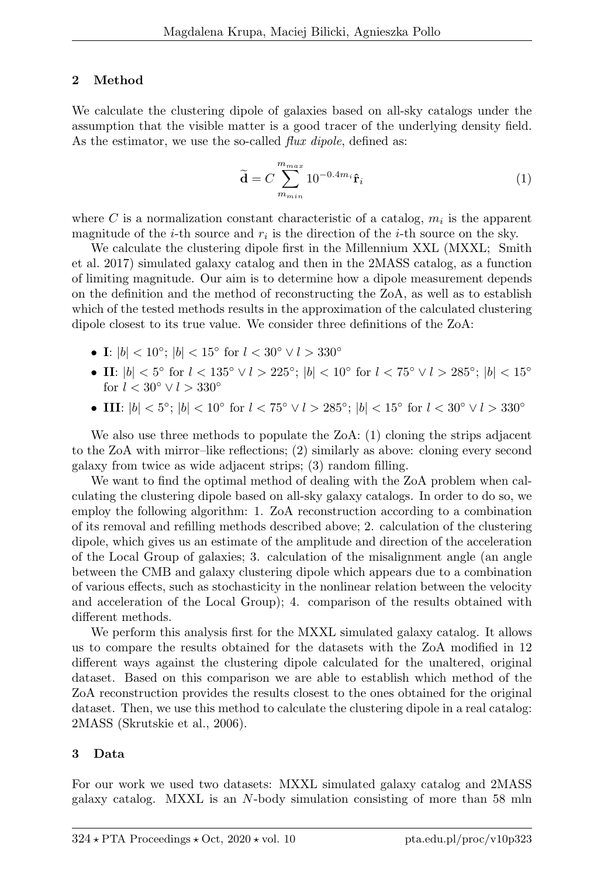## 2 Method

We calculate the clustering dipole of galaxies based on all-sky catalogs under the assumption that the visible matter is a good tracer of the underlying density field. As the estimator, we use the so-called *flux dipole*, defined as:

$$\widetilde{\mathbf{d}} = C \sum_{m_{min}}^{m_{max}} 10^{-0.4 m_i} \hat{\mathbf{r}}_i \tag{1}$$

where $C$ is a normalization constant characteristic of a catalog, $m_i$ is the apparent magnitude of the $i$-th source and $r_i$ is the direction of the $i$-th source on the sky.

We calculate the clustering dipole first in the Millennium XXL (MXXL; Smith et al. 2017) simulated galaxy catalog and then in the 2MASS catalog, as a function of limiting magnitude. Our aim is to determine how a dipole measurement depends on the definition and the method of reconstructing the ZoA, as well as to establish which of the tested methods results in the approximation of the calculated clustering dipole closest to its true value. We consider three definitions of the ZoA:

- **I**: $|b| < 10°$; $|b| < 15°$ for $l < 30° \vee l > 330°$
- **II**: $|b| < 5°$ for $l < 135° \vee l > 225°$; $|b| < 10°$ for $l < 75° \vee l > 285°$; $|b| < 15°$ for $l < 30° \vee l > 330°$
- **III**: $|b| < 5°$; $|b| < 10°$ for $l < 75° \vee l > 285°$; $|b| < 15°$ for $l < 30° \vee l > 330°$

We also use three methods to populate the ZoA: (1) cloning the strips adjacent to the ZoA with mirror–like reflections; (2) similarly as above: cloning every second galaxy from twice as wide adjacent strips; (3) random filling.

We want to find the optimal method of dealing with the ZoA problem when calculating the clustering dipole based on all-sky galaxy catalogs. In order to do so, we employ the following algorithm: 1. ZoA reconstruction according to a combination of its removal and refilling methods described above; 2. calculation of the clustering dipole, which gives us an estimate of the amplitude and direction of the acceleration of the Local Group of galaxies; 3. calculation of the misalignment angle (an angle between the CMB and galaxy clustering dipole which appears due to a combination of various effects, such as stochasticity in the nonlinear relation between the velocity and acceleration of the Local Group); 4. comparison of the results obtained with different methods.

We perform this analysis first for the MXXL simulated galaxy catalog. It allows us to compare the results obtained for the datasets with the ZoA modified in 12 different ways against the clustering dipole calculated for the unaltered, original dataset. Based on this comparison we are able to establish which method of the ZoA reconstruction provides the results closest to the ones obtained for the original dataset. Then, we use this method to calculate the clustering dipole in a real catalog: 2MASS (Skrutskie et al., 2006).

## 3 Data

For our work we used two datasets: MXXL simulated galaxy catalog and 2MASS galaxy catalog. MXXL is an $N$-body simulation consisting of more than 58 mln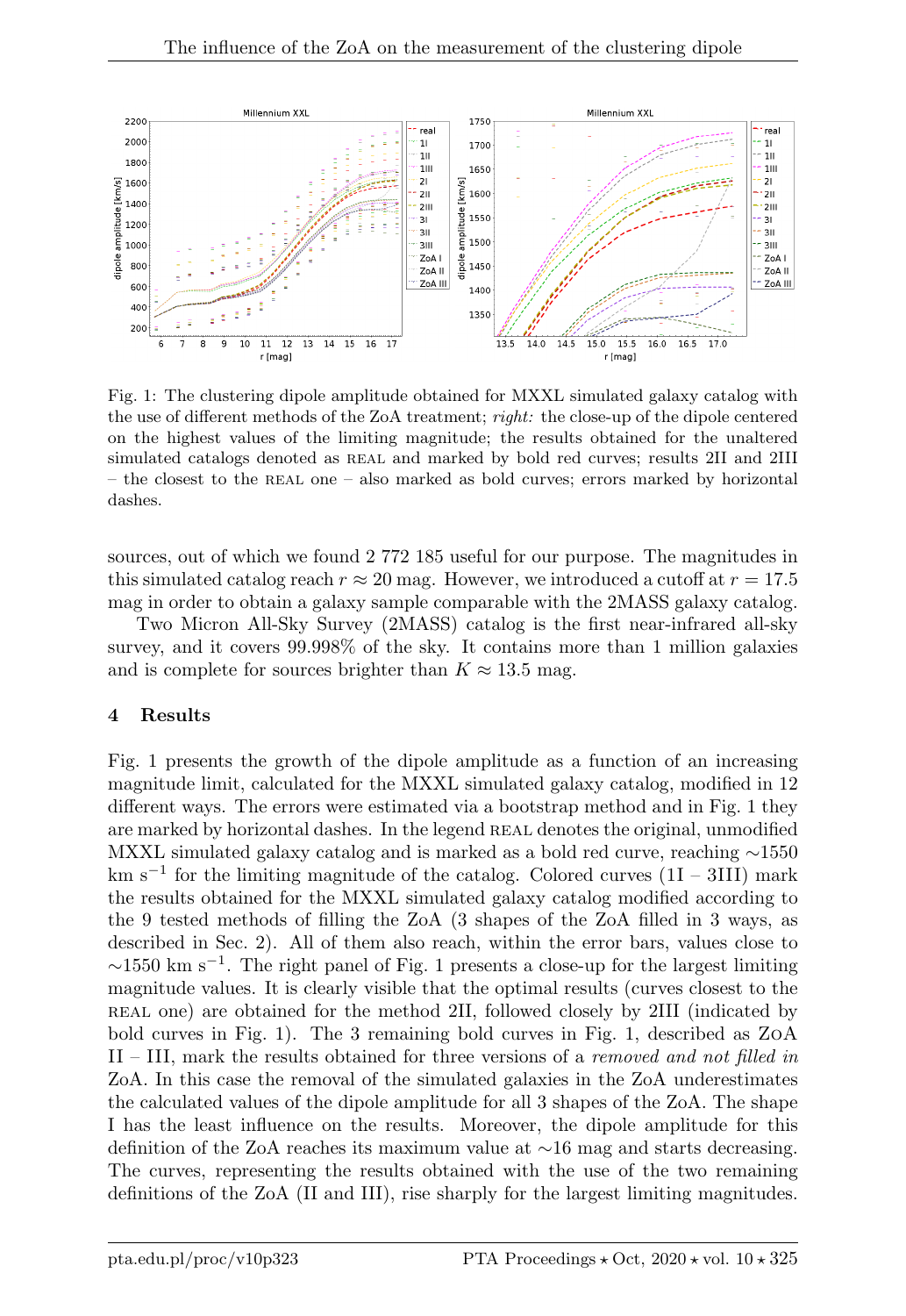Fig. 1: The clustering dipole amplitude obtained for MXXL simulated galaxy catalog with the use of different methods of the ZoA treatment; *right:* the close-up of the dipole centered on the highest values of the limiting magnitude; the results obtained for the unaltered simulated catalogs denoted as REAL and marked by bold red curves; results 2II and 2III – the closest to the REAL one – also marked as bold curves; errors marked by horizontal dashes.

sources, out of which we found 2 772 185 useful for our purpose. The magnitudes in this simulated catalog reach $r \approx 20$ mag. However, we introduced a cutoff at $r = 17.5$ mag in order to obtain a galaxy sample comparable with the 2MASS galaxy catalog.

Two Micron All-Sky Survey (2MASS) catalog is the first near-infrared all-sky survey, and it covers 99.998% of the sky. It contains more than 1 million galaxies and is complete for sources brighter than $K \approx 13.5$ mag.

## 4 Results

Fig. 1 presents the growth of the dipole amplitude as a function of an increasing magnitude limit, calculated for the MXXL simulated galaxy catalog, modified in 12 different ways. The errors were estimated via a bootstrap method and in Fig. 1 they are marked by horizontal dashes. In the legend REAL denotes the original, unmodified MXXL simulated galaxy catalog and is marked as a bold red curve, reaching ∼1550 km s$^{-1}$ for the limiting magnitude of the catalog. Colored curves (1I – 3III) mark the results obtained for the MXXL simulated galaxy catalog modified according to the 9 tested methods of filling the ZoA (3 shapes of the ZoA filled in 3 ways, as described in Sec. 2). All of them also reach, within the error bars, values close to ∼1550 km s$^{-1}$. The right panel of Fig. 1 presents a close-up for the largest limiting magnitude values. It is clearly visible that the optimal results (curves closest to the REAL one) are obtained for the method 2II, followed closely by 2III (indicated by bold curves in Fig. 1). The 3 remaining bold curves in Fig. 1, described as ZoA II – III, mark the results obtained for three versions of a *removed and not filled in* ZoA. In this case the removal of the simulated galaxies in the ZoA underestimates the calculated values of the dipole amplitude for all 3 shapes of the ZoA. The shape I has the least influence on the results. Moreover, the dipole amplitude for this definition of the ZoA reaches its maximum value at ∼16 mag and starts decreasing. The curves, representing the results obtained with the use of the two remaining definitions of the ZoA (II and III), rise sharply for the largest limiting magnitudes.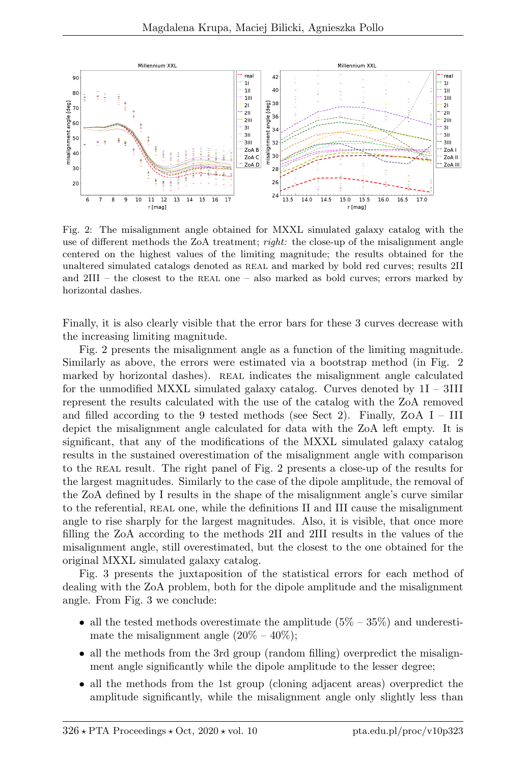Fig. 2: The misalignment angle obtained for MXXL simulated galaxy catalog with the use of different methods the ZoA treatment; *right:* the close-up of the misalignment angle centered on the highest values of the limiting magnitude; the results obtained for the unaltered simulated catalogs denoted as REAL and marked by bold red curves; results 2II and 2III – the closest to the REAL one – also marked as bold curves; errors marked by horizontal dashes.

Finally, it is also clearly visible that the error bars for these 3 curves decrease with the increasing limiting magnitude.

Fig. 2 presents the misalignment angle as a function of the limiting magnitude. Similarly as above, the errors were estimated via a bootstrap method (in Fig. 2 marked by horizontal dashes). REAL indicates the misalignment angle calculated for the unmodified MXXL simulated galaxy catalog. Curves denoted by 1I – 3III represent the results calculated with the use of the catalog with the ZoA removed and filled according to the 9 tested methods (see Sect 2). Finally, ZoA I – III depict the misalignment angle calculated for data with the ZoA left empty. It is significant, that any of the modifications of the MXXL simulated galaxy catalog results in the sustained overestimation of the misalignment angle with comparison to the REAL result. The right panel of Fig. 2 presents a close-up of the results for the largest magnitudes. Similarly to the case of the dipole amplitude, the removal of the ZoA defined by I results in the shape of the misalignment angle's curve similar to the referential, REAL one, while the definitions II and III cause the misalignment angle to rise sharply for the largest magnitudes. Also, it is visible, that once more filling the ZoA according to the methods 2II and 2III results in the values of the misalignment angle, still overestimated, but the closest to the one obtained for the original MXXL simulated galaxy catalog.

Fig. 3 presents the juxtaposition of the statistical errors for each method of dealing with the ZoA problem, both for the dipole amplitude and the misalignment angle. From Fig. 3 we conclude:

- all the tested methods overestimate the amplitude (5% – 35%) and underestimate the misalignment angle (20% – 40%);
- all the methods from the 3rd group (random filling) overpredict the misalignment angle significantly while the dipole amplitude to the lesser degree;
- all the methods from the 1st group (cloning adjacent areas) overpredict the amplitude significantly, while the misalignment angle only slightly less than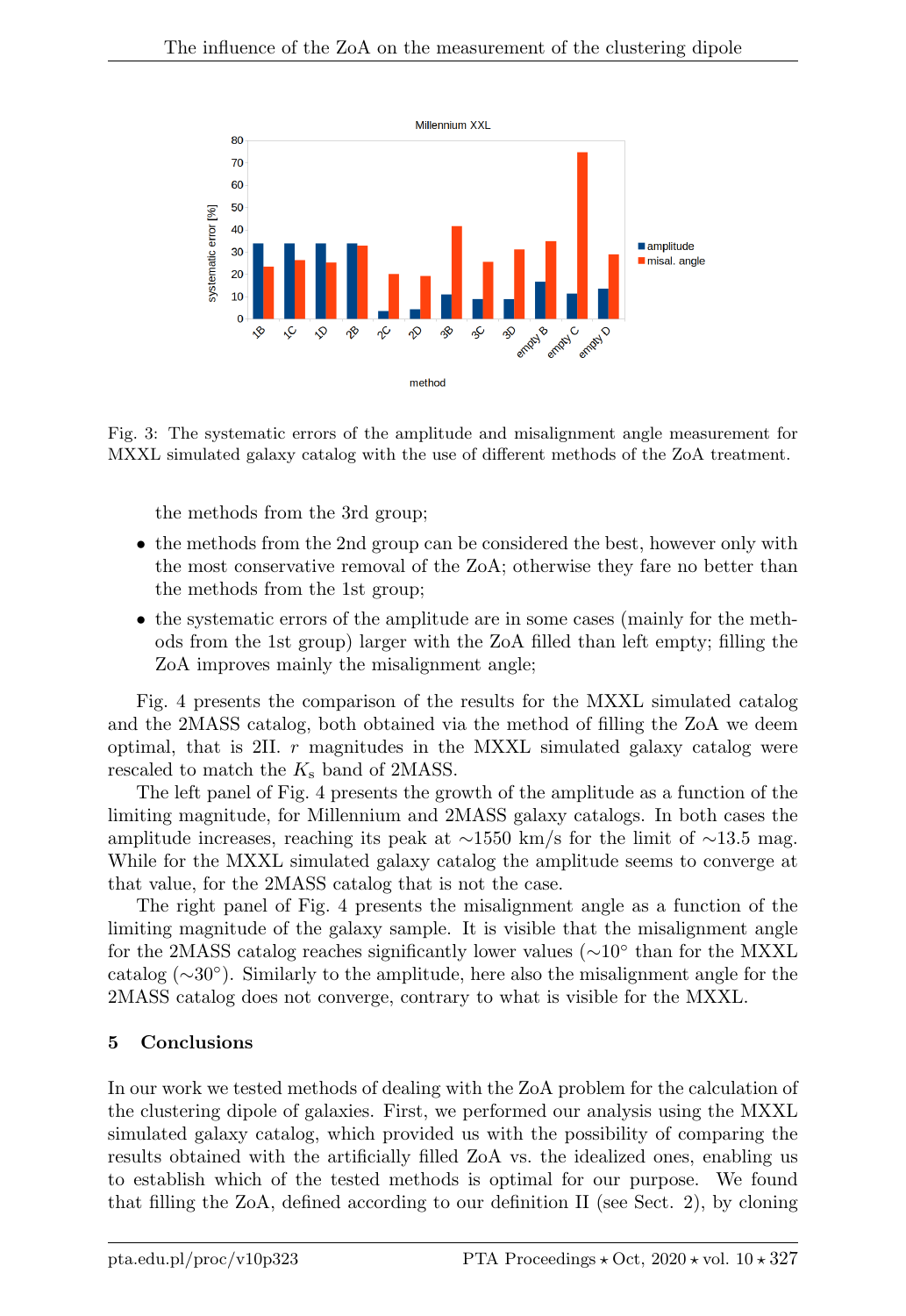Fig. 3: The systematic errors of the amplitude and misalignment angle measurement for MXXL simulated galaxy catalog with the use of different methods of the ZoA treatment.

the methods from the 3rd group;

- the methods from the 2nd group can be considered the best, however only with the most conservative removal of the ZoA; otherwise they fare no better than the methods from the 1st group;
- the systematic errors of the amplitude are in some cases (mainly for the methods from the 1st group) larger with the ZoA filled than left empty; filling the ZoA improves mainly the misalignment angle;

Fig. 4 presents the comparison of the results for the MXXL simulated catalog and the 2MASS catalog, both obtained via the method of filling the ZoA we deem optimal, that is 2II. $r$ magnitudes in the MXXL simulated galaxy catalog were rescaled to match the $K_s$ band of 2MASS.

The left panel of Fig. 4 presents the growth of the amplitude as a function of the limiting magnitude, for Millennium and 2MASS galaxy catalogs. In both cases the amplitude increases, reaching its peak at ∼1550 km/s for the limit of ∼13.5 mag. While for the MXXL simulated galaxy catalog the amplitude seems to converge at that value, for the 2MASS catalog that is not the case.

The right panel of Fig. 4 presents the misalignment angle as a function of the limiting magnitude of the galaxy sample. It is visible that the misalignment angle for the 2MASS catalog reaches significantly lower values (∼10° than for the MXXL catalog (∼30°). Similarly to the amplitude, here also the misalignment angle for the 2MASS catalog does not converge, contrary to what is visible for the MXXL.

## 5 Conclusions

In our work we tested methods of dealing with the ZoA problem for the calculation of the clustering dipole of galaxies. First, we performed our analysis using the MXXL simulated galaxy catalog, which provided us with the possibility of comparing the results obtained with the artificially filled ZoA vs. the idealized ones, enabling us to establish which of the tested methods is optimal for our purpose. We found that filling the ZoA, defined according to our definition II (see Sect. 2), by cloning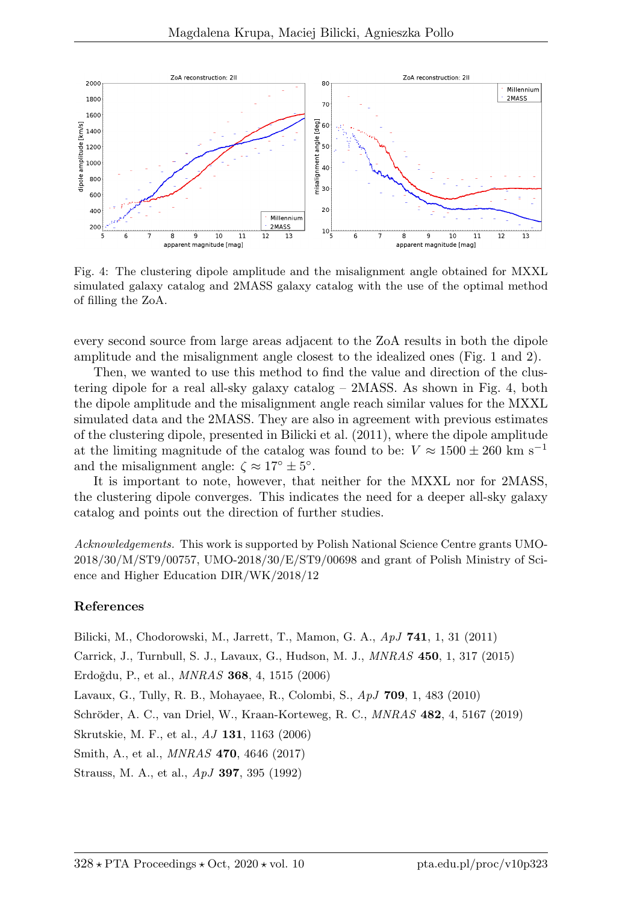ZoA reconstruction: 2ll

dipole amplitude [km/s]

apparent magnitude [mag]

Millennium
2MASS

ZoA reconstruction: 2ll

misalignment angle [deg]

apparent magnitude [mag]

Millennium
2MASS

Fig. 4: The clustering dipole amplitude and the misalignment angle obtained for MXXL simulated galaxy catalog and 2MASS galaxy catalog with the use of the optimal method of filling the ZoA.

every second source from large areas adjacent to the ZoA results in both the dipole amplitude and the misalignment angle closest to the idealized ones (Fig. 1 and 2).

Then, we wanted to use this method to find the value and direction of the clustering dipole for a real all-sky galaxy catalog – 2MASS. As shown in Fig. 4, both the dipole amplitude and the misalignment angle reach similar values for the MXXL simulated data and the 2MASS. They are also in agreement with previous estimates of the clustering dipole, presented in Bilicki et al. (2011), where the dipole amplitude at the limiting magnitude of the catalog was found to be: $V \approx 1500 \pm 260$ km s$^{-1}$ and the misalignment angle: $\zeta \approx 17^{\circ} \pm 5^{\circ}$.

It is important to note, however, that neither for the MXXL nor for 2MASS, the clustering dipole converges. This indicates the need for a deeper all-sky galaxy catalog and points out the direction of further studies.

*Acknowledgements.* This work is supported by Polish National Science Centre grants UMO-2018/30/M/ST9/00757, UMO-2018/30/E/ST9/00698 and grant of Polish Ministry of Science and Higher Education DIR/WK/2018/12

## References

Bilicki, M., Chodorowski, M., Jarrett, T., Mamon, G. A., *ApJ* **741**, 1, 31 (2011)

Carrick, J., Turnbull, S. J., Lavaux, G., Hudson, M. J., *MNRAS* **450**, 1, 317 (2015)

Erdoğdu, P., et al., *MNRAS* **368**, 4, 1515 (2006)

Lavaux, G., Tully, R. B., Mohayaee, R., Colombi, S., *ApJ* **709**, 1, 483 (2010)

Schröder, A. C., van Driel, W., Kraan-Korteweg, R. C., *MNRAS* **482**, 4, 5167 (2019)

Skrutskie, M. F., et al., *AJ* **131**, 1163 (2006)

Smith, A., et al., *MNRAS* **470**, 4646 (2017)

Strauss, M. A., et al., *ApJ* **397**, 395 (1992)